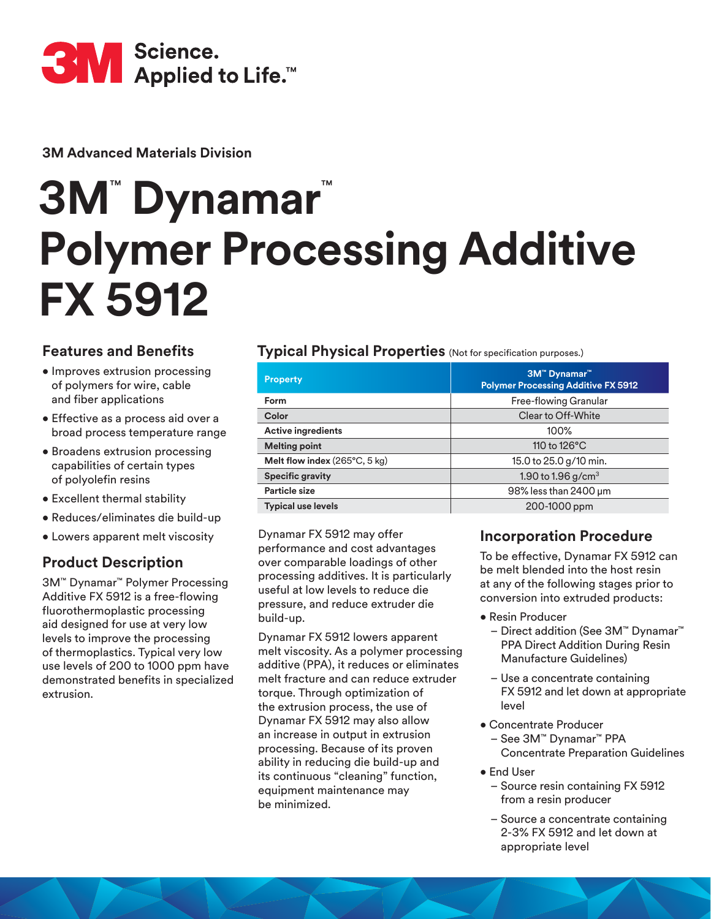3M Science. Applied to Life.™

3M Advanced Materials Division

# 3M™ Dynamar™ Polymer Processing Additive FX 5912

## Features and Benefits

- Improves extrusion processing of polymers for wire, cable and fiber applications
- Effective as a process aid over a broad process temperature range
- Broadens extrusion processing capabilities of certain types of polyolefin resins
- Excellent thermal stability
- Reduces/eliminates die build-up
- Lowers apparent melt viscosity

## Product Description

3M™ Dynamar™ Polymer Processing Additive FX 5912 is a free-flowing fluorothermoplastic processing aid designed for use at very low levels to improve the processing of thermoplastics. Typical very low use levels of 200 to 1000 ppm have demonstrated benefits in specialized extrusion.

## Typical Physical Properties (Not for specification purposes.)

| Property | 3M™ Dynamar™ Polymer Processing Additive FX 5912 |
|---|---|
| **Form** | Free-flowing Granular |
| **Color** | Clear to Off-White |
| **Active ingredients** | 100% |
| **Melting point** | 110 to 126°C |
| **Melt flow index** (265°C, 5 kg) | 15.0 to 25.0 g/10 min. |
| **Specific gravity** | 1.90 to 1.96 g/cm³ |
| **Particle size** | 98% less than 2400 µm |
| **Typical use levels** | 200-1000 ppm |

Dynamar FX 5912 may offer performance and cost advantages over comparable loadings of other processing additives. It is particularly useful at low levels to reduce die pressure, and reduce extruder die build-up.

Dynamar FX 5912 lowers apparent melt viscosity. As a polymer processing additive (PPA), it reduces or eliminates melt fracture and can reduce extruder torque. Through optimization of the extrusion process, the use of Dynamar FX 5912 may also allow an increase in output in extrusion processing. Because of its proven ability in reducing die build-up and its continuous "cleaning" function, equipment maintenance may be minimized.

## Incorporation Procedure

To be effective, Dynamar FX 5912 can be melt blended into the host resin at any of the following stages prior to conversion into extruded products:

- Resin Producer
  - Direct addition (See 3M™ Dynamar™ PPA Direct Addition During Resin Manufacture Guidelines)
  - Use a concentrate containing FX 5912 and let down at appropriate level
- Concentrate Producer
  - See 3M™ Dynamar™ PPA Concentrate Preparation Guidelines
- End User
  - Source resin containing FX 5912 from a resin producer
  - Source a concentrate containing 2-3% FX 5912 and let down at appropriate level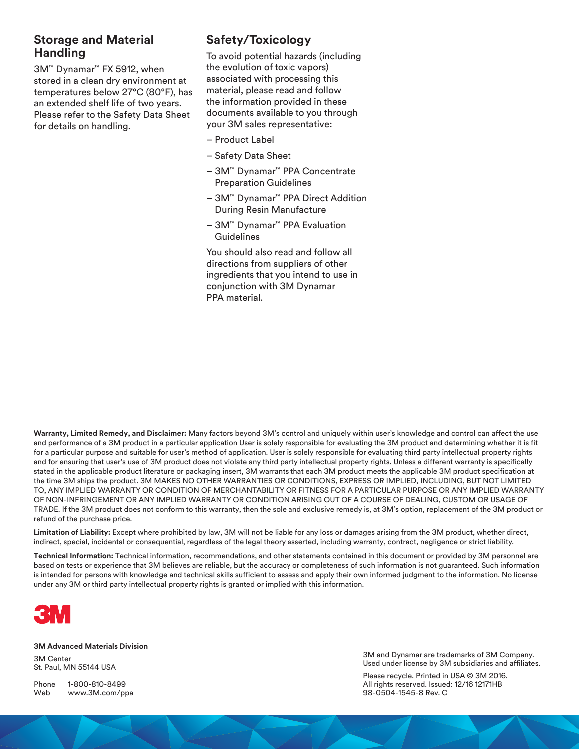## Storage and Material Handling

3M™ Dynamar™ FX 5912, when stored in a clean dry environment at temperatures below 27°C (80°F), has an extended shelf life of two years. Please refer to the Safety Data Sheet for details on handling.

## Safety/Toxicology

To avoid potential hazards (including the evolution of toxic vapors) associated with processing this material, please read and follow the information provided in these documents available to you through your 3M sales representative:

- Product Label
- Safety Data Sheet
- 3M™ Dynamar™ PPA Concentrate Preparation Guidelines
- 3M™ Dynamar™ PPA Direct Addition During Resin Manufacture
- 3M™ Dynamar™ PPA Evaluation Guidelines

You should also read and follow all directions from suppliers of other ingredients that you intend to use in conjunction with 3M Dynamar PPA material.

**Warranty, Limited Remedy, and Disclaimer:** Many factors beyond 3M's control and uniquely within user's knowledge and control can affect the use and performance of a 3M product in a particular application User is solely responsible for evaluating the 3M product and determining whether it is fit for a particular purpose and suitable for user's method of application. User is solely responsible for evaluating third party intellectual property rights and for ensuring that user's use of 3M product does not violate any third party intellectual property rights. Unless a different warranty is specifically stated in the applicable product literature or packaging insert, 3M warrants that each 3M product meets the applicable 3M product specification at the time 3M ships the product. 3M MAKES NO OTHER WARRANTIES OR CONDITIONS, EXPRESS OR IMPLIED, INCLUDING, BUT NOT LIMITED TO, ANY IMPLIED WARRANTY OR CONDITION OF MERCHANTABILITY OR FITNESS FOR A PARTICULAR PURPOSE OR ANY IMPLIED WARRANTY OF NON-INFRINGEMENT OR ANY IMPLIED WARRANTY OR CONDITION ARISING OUT OF A COURSE OF DEALING, CUSTOM OR USAGE OF TRADE. If the 3M product does not conform to this warranty, then the sole and exclusive remedy is, at 3M's option, replacement of the 3M product or refund of the purchase price.

**Limitation of Liability:** Except where prohibited by law, 3M will not be liable for any loss or damages arising from the 3M product, whether direct, indirect, special, incidental or consequential, regardless of the legal theory asserted, including warranty, contract, negligence or strict liability.

**Technical Information:** Technical information, recommendations, and other statements contained in this document or provided by 3M personnel are based on tests or experience that 3M believes are reliable, but the accuracy or completeness of such information is not guaranteed. Such information is intended for persons with knowledge and technical skills sufficient to assess and apply their own informed judgment to the information. No license under any 3M or third party intellectual property rights is granted or implied with this information.

**3M Advanced Materials Division**

3M Center
St. Paul, MN 55144 USA

Phone 1-800-810-8499
Web www.3M.com/ppa

3M and Dynamar are trademarks of 3M Company.
Used under license by 3M subsidiaries and affiliates.

Please recycle. Printed in USA © 3M 2016.
All rights reserved. Issued: 12/16 12171HB
98-0504-1545-8 Rev. C